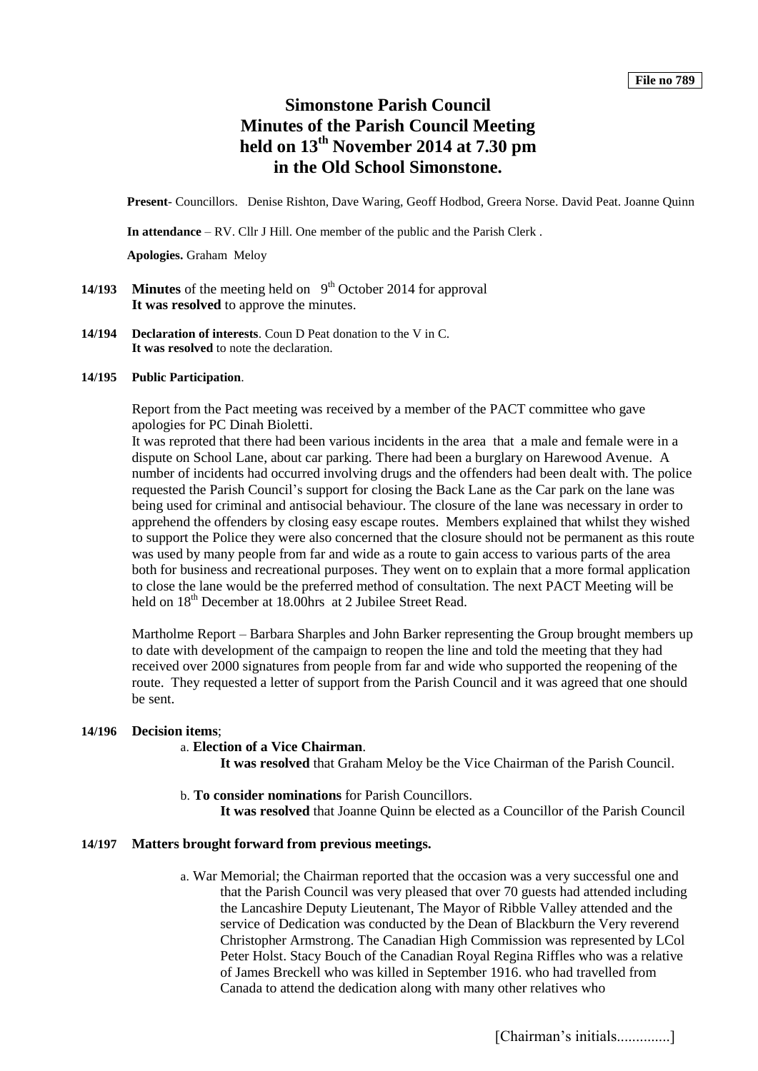File no 789

# Simonstone Parish Council
# Minutes of the Parish Council Meeting held on 13th November 2014 at 7.30 pm in the Old School Simonstone.

**Present**- Councillors. Denise Rishton, Dave Waring, Geoff Hodbod, Greera Norse. David Peat. Joanne Quinn

**In attendance** – RV. Cllr J Hill. One member of the public and the Parish Clerk .

**Apologies.** Graham Meloy

**14/193** **Minutes** of the meeting held on 9th October 2014 for approval
**It was resolved** to approve the minutes.

**14/194** **Declaration of interests**. Coun D Peat donation to the V in C.
**It was resolved** to note the declaration.

**14/195** **Public Participation**.

Report from the Pact meeting was received by a member of the PACT committee who gave apologies for PC Dinah Bioletti.

It was reproted that there had been various incidents in the area that a male and female were in a dispute on School Lane, about car parking. There had been a burglary on Harewood Avenue. A number of incidents had occurred involving drugs and the offenders had been dealt with. The police requested the Parish Council's support for closing the Back Lane as the Car park on the lane was being used for criminal and antisocial behaviour. The closure of the lane was necessary in order to apprehend the offenders by closing easy escape routes. Members explained that whilst they wished to support the Police they were also concerned that the closure should not be permanent as this route was used by many people from far and wide as a route to gain access to various parts of the area both for business and recreational purposes. They went on to explain that a more formal application to close the lane would be the preferred method of consultation. The next PACT Meeting will be held on 18th December at 18.00hrs at 2 Jubilee Street Read.

Martholme Report – Barbara Sharples and John Barker representing the Group brought members up to date with development of the campaign to reopen the line and told the meeting that they had received over 2000 signatures from people from far and wide who supported the reopening of the route. They requested a letter of support from the Parish Council and it was agreed that one should be sent.

**14/196** **Decision items**;

a. **Election of a Vice Chairman**.
**It was resolved** that Graham Meloy be the Vice Chairman of the Parish Council.

b. **To consider nominations** for Parish Councillors.
**It was resolved** that Joanne Quinn be elected as a Councillor of the Parish Council

**14/197** **Matters brought forward from previous meetings.**

a. War Memorial; the Chairman reported that the occasion was a very successful one and that the Parish Council was very pleased that over 70 guests had attended including the Lancashire Deputy Lieutenant, The Mayor of Ribble Valley attended and the service of Dedication was conducted by the Dean of Blackburn the Very reverend Christopher Armstrong. The Canadian High Commission was represented by LCol Peter Holst. Stacy Bouch of the Canadian Royal Regina Riffles who was a relative of James Breckell who was killed in September 1916. who had travelled from Canada to attend the dedication along with many other relatives who

[Chairman's initials.............]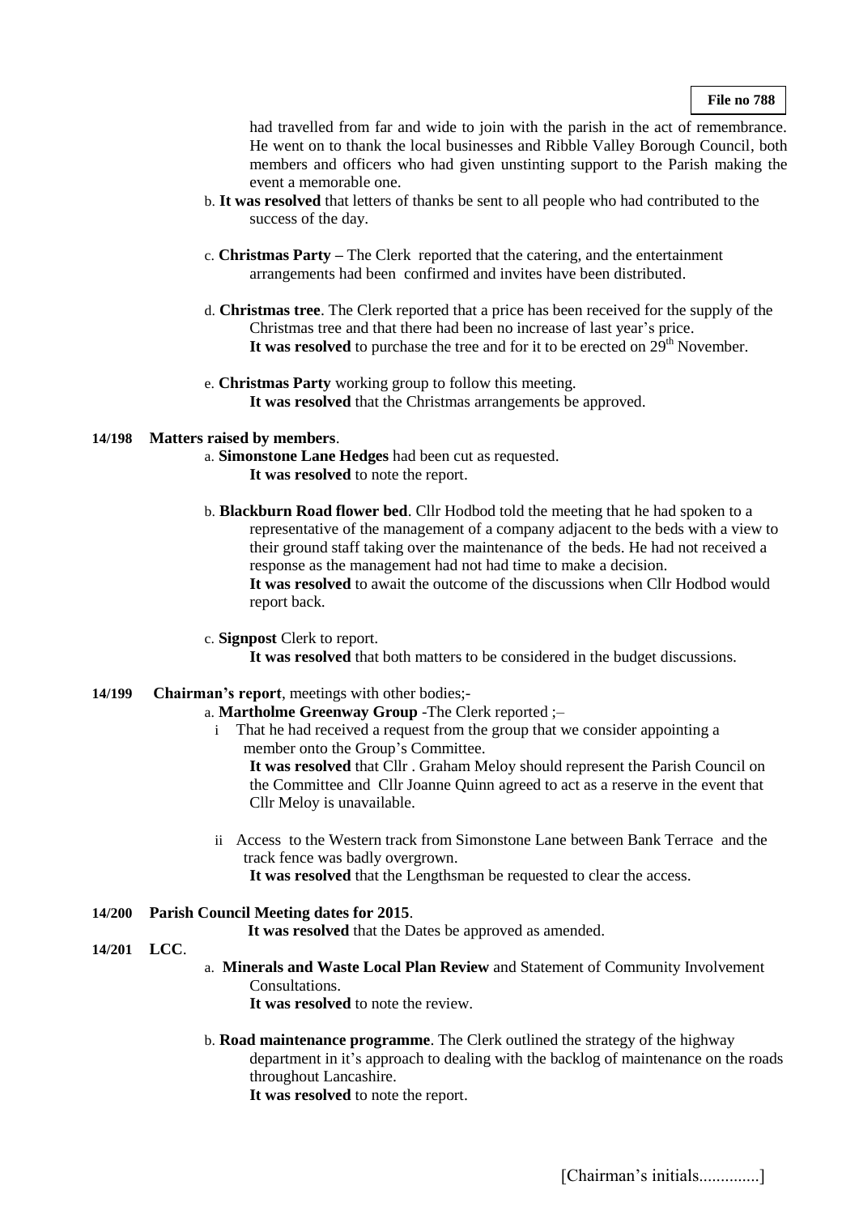**File no 788**

had travelled from far and wide to join with the parish in the act of remembrance. He went on to thank the local businesses and Ribble Valley Borough Council, both members and officers who had given unstinting support to the Parish making the event a memorable one.

b. **It was resolved** that letters of thanks be sent to all people who had contributed to the success of the day.

c. **Christmas Party –** The Clerk reported that the catering, and the entertainment arrangements had been confirmed and invites have been distributed.

d. **Christmas tree**. The Clerk reported that a price has been received for the supply of the Christmas tree and that there had been no increase of last year's price.
**It was resolved** to purchase the tree and for it to be erected on 29th November.

e. **Christmas Party** working group to follow this meeting.
**It was resolved** that the Christmas arrangements be approved.

**14/198 Matters raised by members**.

a. **Simonstone Lane Hedges** had been cut as requested.
**It was resolved** to note the report.

b. **Blackburn Road flower bed**. Cllr Hodbod told the meeting that he had spoken to a representative of the management of a company adjacent to the beds with a view to their ground staff taking over the maintenance of the beds. He had not received a response as the management had not had time to make a decision.
**It was resolved** to await the outcome of the discussions when Cllr Hodbod would report back.

c. **Signpost** Clerk to report.
**It was resolved** that both matters to be considered in the budget discussions.

**14/199 Chairman's report**, meetings with other bodies;-

a. **Martholme Greenway Group** -The Clerk reported ;–

i That he had received a request from the group that we consider appointing a member onto the Group's Committee.
**It was resolved** that Cllr . Graham Meloy should represent the Parish Council on the Committee and Cllr Joanne Quinn agreed to act as a reserve in the event that Cllr Meloy is unavailable.

ii Access to the Western track from Simonstone Lane between Bank Terrace and the track fence was badly overgrown.
**It was resolved** that the Lengthsman be requested to clear the access.

**14/200 Parish Council Meeting dates for 2015**.

**It was resolved** that the Dates be approved as amended.

**14/201 LCC**.

a. **Minerals and Waste Local Plan Review** and Statement of Community Involvement Consultations.
**It was resolved** to note the review.

b. **Road maintenance programme**. The Clerk outlined the strategy of the highway department in it's approach to dealing with the backlog of maintenance on the roads throughout Lancashire.
**It was resolved** to note the report.

[Chairman's initials.............]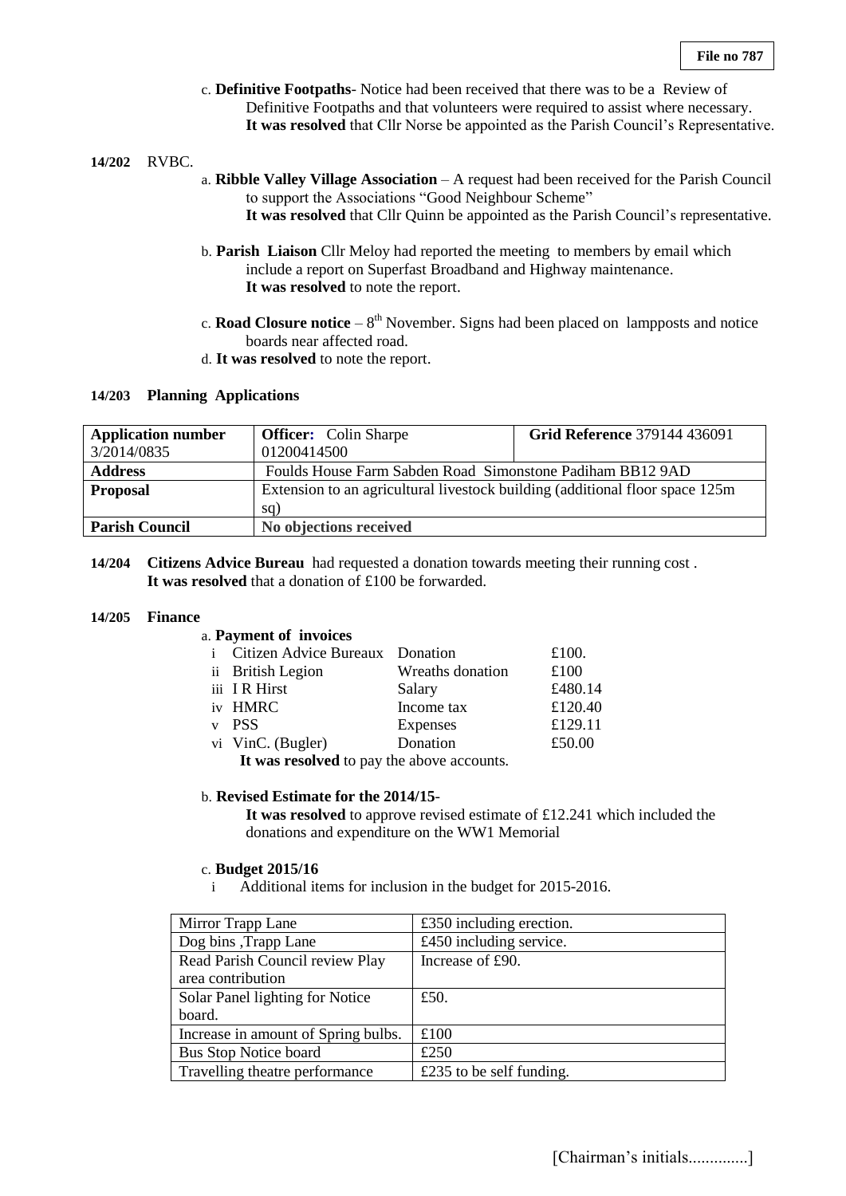File no 787

c. **Definitive Footpaths**- Notice had been received that there was to be a Review of Definitive Footpaths and that volunteers were required to assist where necessary.
**It was resolved** that Cllr Norse be appointed as the Parish Council's Representative.

**14/202** RVBC.

a. **Ribble Valley Village Association** – A request had been received for the Parish Council to support the Associations "Good Neighbour Scheme"
**It was resolved** that Cllr Quinn be appointed as the Parish Council's representative.

b. **Parish Liaison** Cllr Meloy had reported the meeting to members by email which include a report on Superfast Broadband and Highway maintenance.
**It was resolved** to note the report.

c. **Road Closure notice** – 8th November. Signs had been placed on lampposts and notice boards near affected road.

d. **It was resolved** to note the report.

**14/203 Planning Applications**

| **Application number** 3/2014/0835 | **Officer:** Colin Sharpe 01200414500 | **Grid Reference** 379144 436091 |
|---|---|---|
| **Address** | Foulds House Farm Sabden Road Simonstone Padiham BB12 9AD | |
| **Proposal** | Extension to an agricultural livestock building (additional floor space 125m sq) | |
| **Parish Council** | **No objections received** | |

**14/204 Citizens Advice Bureau** had requested a donation towards meeting their running cost .
**It was resolved** that a donation of £100 be forwarded.

**14/205 Finance**

a. **Payment of invoices**

| | | | |
|---|---|---|---|
| i | Citizen Advice Bureaux | Donation | £100. |
| ii | British Legion | Wreaths donation | £100 |
| iii | I R Hirst | Salary | £480.14 |
| iv | HMRC | Income tax | £120.40 |
| v | PSS | Expenses | £129.11 |
| vi | VinC. (Bugler) | Donation | £50.00 |

**It was resolved** to pay the above accounts.

b. **Revised Estimate for the 2014/15-**
**It was resolved** to approve revised estimate of £12.241 which included the donations and expenditure on the WW1 Memorial

c. **Budget 2015/16**

i Additional items for inclusion in the budget for 2015-2016.

| | |
|---|---|
| Mirror Trapp Lane | £350 including erection. |
| Dog bins ,Trapp Lane | £450 including service. |
| Read Parish Council review Play area contribution | Increase of £90. |
| Solar Panel lighting for Notice board. | £50. |
| Increase in amount of Spring bulbs. | £100 |
| Bus Stop Notice board | £250 |
| Travelling theatre performance | £235 to be self funding. |

[Chairman's initials.............]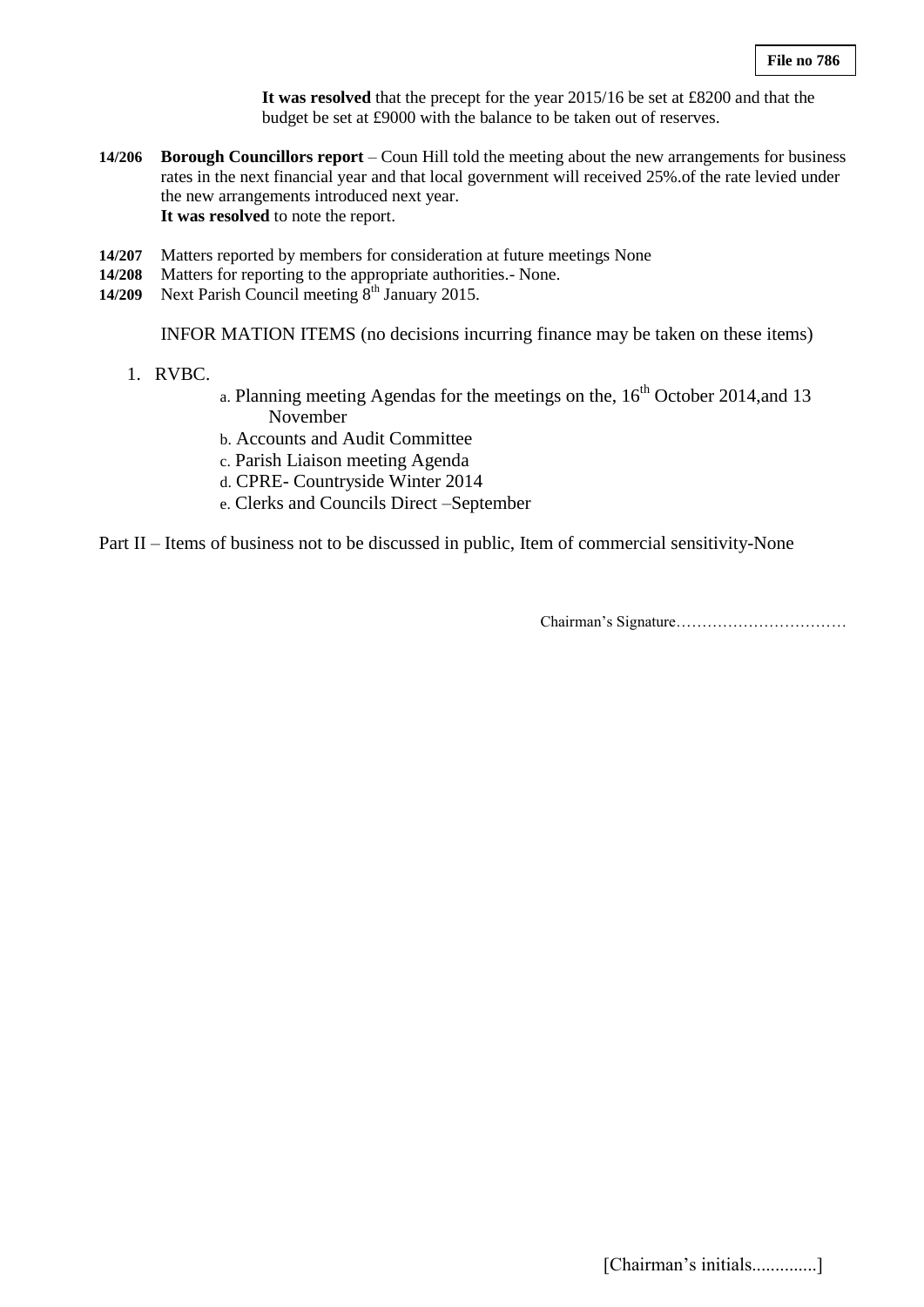**File no 786**

**It was resolved** that the precept for the year 2015/16 be set at £8200 and that the budget be set at £9000 with the balance to be taken out of reserves.

**14/206** **Borough Councillors report** – Coun Hill told the meeting about the new arrangements for business rates in the next financial year and that local government will received 25%.of the rate levied under the new arrangements introduced next year.
**It was resolved** to note the report.

**14/207** Matters reported by members for consideration at future meetings None
**14/208** Matters for reporting to the appropriate authorities.- None.
**14/209** Next Parish Council meeting 8th January 2015.

INFOR MATION ITEMS (no decisions incurring finance may be taken on these items)

1. RVBC.
   a. Planning meeting Agendas for the meetings on the, 16th October 2014,and 13 November
   b. Accounts and Audit Committee
   c. Parish Liaison meeting Agenda
   d. CPRE- Countryside Winter 2014
   e. Clerks and Councils Direct –September

Part II – Items of business not to be discussed in public, Item of commercial sensitivity-None

Chairman's Signature……………………………

[Chairman's initials.............]